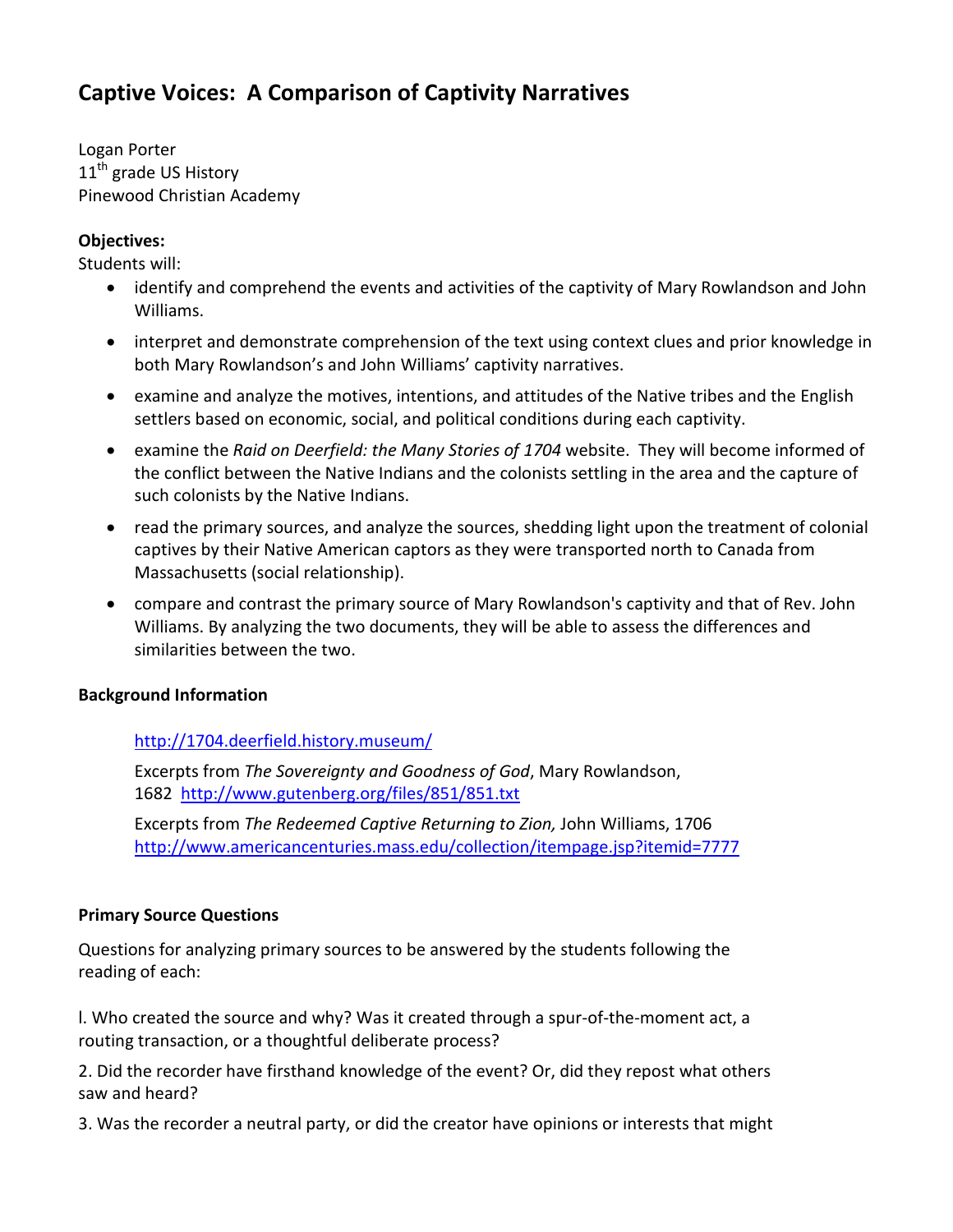# Captive Voices: A Comparison of Captivity Narratives

Logan Porter
11th grade US History
Pinewood Christian Academy

**Objectives:**
Students will:

- identify and comprehend the events and activities of the captivity of Mary Rowlandson and John Williams.
- interpret and demonstrate comprehension of the text using context clues and prior knowledge in both Mary Rowlandson's and John Williams' captivity narratives.
- examine and analyze the motives, intentions, and attitudes of the Native tribes and the English settlers based on economic, social, and political conditions during each captivity.
- examine the *Raid on Deerfield: the Many Stories of 1704* website. They will become informed of the conflict between the Native Indians and the colonists settling in the area and the capture of such colonists by the Native Indians.
- read the primary sources, and analyze the sources, shedding light upon the treatment of colonial captives by their Native American captors as they were transported north to Canada from Massachusetts (social relationship).
- compare and contrast the primary source of Mary Rowlandson's captivity and that of Rev. John Williams. By analyzing the two documents, they will be able to assess the differences and similarities between the two.

**Background Information**

http://1704.deerfield.history.museum/

Excerpts from *The Sovereignty and Goodness of God*, Mary Rowlandson, 1682 http://www.gutenberg.org/files/851/851.txt

Excerpts from *The Redeemed Captive Returning to Zion,* John Williams, 1706 http://www.americancenturies.mass.edu/collection/itempage.jsp?itemid=7777

**Primary Source Questions**

Questions for analyzing primary sources to be answered by the students following the reading of each:

l. Who created the source and why? Was it created through a spur-of-the-moment act, a routing transaction, or a thoughtful deliberate process?

2. Did the recorder have firsthand knowledge of the event? Or, did they repost what others saw and heard?

3. Was the recorder a neutral party, or did the creator have opinions or interests that might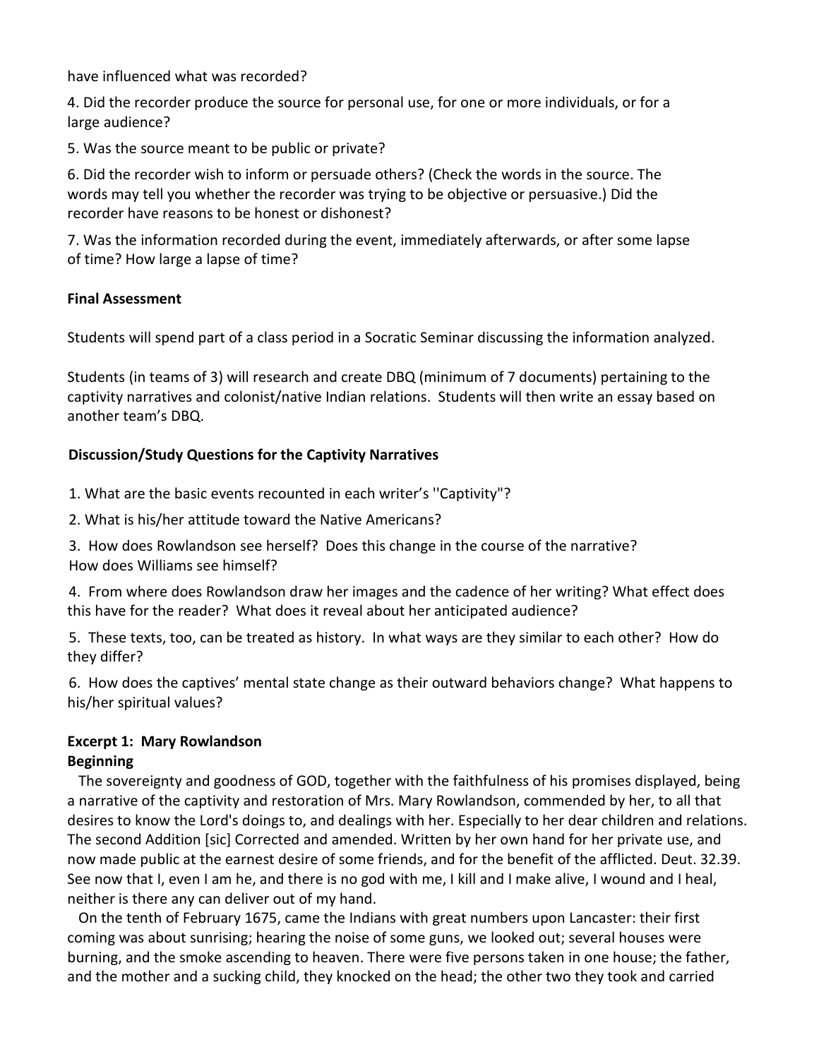have influenced what was recorded?

4. Did the recorder produce the source for personal use, for one or more individuals, or for a large audience?

5. Was the source meant to be public or private?

6. Did the recorder wish to inform or persuade others? (Check the words in the source. The words may tell you whether the recorder was trying to be objective or persuasive.) Did the recorder have reasons to be honest or dishonest?

7. Was the information recorded during the event, immediately afterwards, or after some lapse of time? How large a lapse of time?

**Final Assessment**

Students will spend part of a class period in a Socratic Seminar discussing the information analyzed.

Students (in teams of 3) will research and create DBQ (minimum of 7 documents) pertaining to the captivity narratives and colonist/native Indian relations. Students will then write an essay based on another team's DBQ.

**Discussion/Study Questions for the Captivity Narratives**

1. What are the basic events recounted in each writer's ''Captivity"?

2. What is his/her attitude toward the Native Americans?

3. How does Rowlandson see herself? Does this change in the course of the narrative? How does Williams see himself?

4. From where does Rowlandson draw her images and the cadence of her writing? What effect does this have for the reader? What does it reveal about her anticipated audience?

5. These texts, too, can be treated as history. In what ways are they similar to each other? How do they differ?

6. How does the captives' mental state change as their outward behaviors change? What happens to his/her spiritual values?

**Excerpt 1: Mary Rowlandson**
**Beginning**

The sovereignty and goodness of GOD, together with the faithfulness of his promises displayed, being a narrative of the captivity and restoration of Mrs. Mary Rowlandson, commended by her, to all that desires to know the Lord's doings to, and dealings with her. Especially to her dear children and relations. The second Addition [sic] Corrected and amended. Written by her own hand for her private use, and now made public at the earnest desire of some friends, and for the benefit of the afflicted. Deut. 32.39. See now that I, even I am he, and there is no god with me, I kill and I make alive, I wound and I heal, neither is there any can deliver out of my hand.

On the tenth of February 1675, came the Indians with great numbers upon Lancaster: their first coming was about sunrising; hearing the noise of some guns, we looked out; several houses were burning, and the smoke ascending to heaven. There were five persons taken in one house; the father, and the mother and a sucking child, they knocked on the head; the other two they took and carried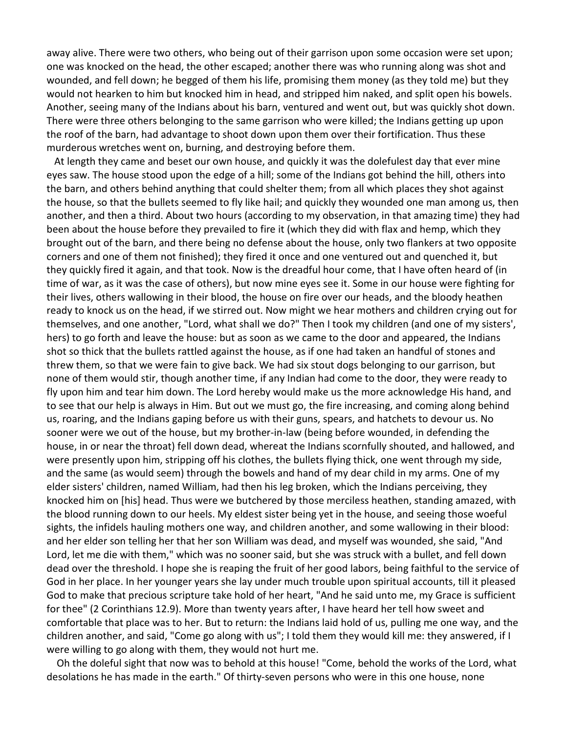away alive. There were two others, who being out of their garrison upon some occasion were set upon; one was knocked on the head, the other escaped; another there was who running along was shot and wounded, and fell down; he begged of them his life, promising them money (as they told me) but they would not hearken to him but knocked him in head, and stripped him naked, and split open his bowels. Another, seeing many of the Indians about his barn, ventured and went out, but was quickly shot down. There were three others belonging to the same garrison who were killed; the Indians getting up upon the roof of the barn, had advantage to shoot down upon them over their fortification. Thus these murderous wretches went on, burning, and destroying before them.

At length they came and beset our own house, and quickly it was the dolefulest day that ever mine eyes saw. The house stood upon the edge of a hill; some of the Indians got behind the hill, others into the barn, and others behind anything that could shelter them; from all which places they shot against the house, so that the bullets seemed to fly like hail; and quickly they wounded one man among us, then another, and then a third. About two hours (according to my observation, in that amazing time) they had been about the house before they prevailed to fire it (which they did with flax and hemp, which they brought out of the barn, and there being no defense about the house, only two flankers at two opposite corners and one of them not finished); they fired it once and one ventured out and quenched it, but they quickly fired it again, and that took. Now is the dreadful hour come, that I have often heard of (in time of war, as it was the case of others), but now mine eyes see it. Some in our house were fighting for their lives, others wallowing in their blood, the house on fire over our heads, and the bloody heathen ready to knock us on the head, if we stirred out. Now might we hear mothers and children crying out for themselves, and one another, "Lord, what shall we do?" Then I took my children (and one of my sisters', hers) to go forth and leave the house: but as soon as we came to the door and appeared, the Indians shot so thick that the bullets rattled against the house, as if one had taken an handful of stones and threw them, so that we were fain to give back. We had six stout dogs belonging to our garrison, but none of them would stir, though another time, if any Indian had come to the door, they were ready to fly upon him and tear him down. The Lord hereby would make us the more acknowledge His hand, and to see that our help is always in Him. But out we must go, the fire increasing, and coming along behind us, roaring, and the Indians gaping before us with their guns, spears, and hatchets to devour us. No sooner were we out of the house, but my brother-in-law (being before wounded, in defending the house, in or near the throat) fell down dead, whereat the Indians scornfully shouted, and hallowed, and were presently upon him, stripping off his clothes, the bullets flying thick, one went through my side, and the same (as would seem) through the bowels and hand of my dear child in my arms. One of my elder sisters' children, named William, had then his leg broken, which the Indians perceiving, they knocked him on [his] head. Thus were we butchered by those merciless heathen, standing amazed, with the blood running down to our heels. My eldest sister being yet in the house, and seeing those woeful sights, the infidels hauling mothers one way, and children another, and some wallowing in their blood: and her elder son telling her that her son William was dead, and myself was wounded, she said, "And Lord, let me die with them," which was no sooner said, but she was struck with a bullet, and fell down dead over the threshold. I hope she is reaping the fruit of her good labors, being faithful to the service of God in her place. In her younger years she lay under much trouble upon spiritual accounts, till it pleased God to make that precious scripture take hold of her heart, "And he said unto me, my Grace is sufficient for thee" (2 Corinthians 12.9). More than twenty years after, I have heard her tell how sweet and comfortable that place was to her. But to return: the Indians laid hold of us, pulling me one way, and the children another, and said, "Come go along with us"; I told them they would kill me: they answered, if I were willing to go along with them, they would not hurt me.

Oh the doleful sight that now was to behold at this house! "Come, behold the works of the Lord, what desolations he has made in the earth." Of thirty-seven persons who were in this one house, none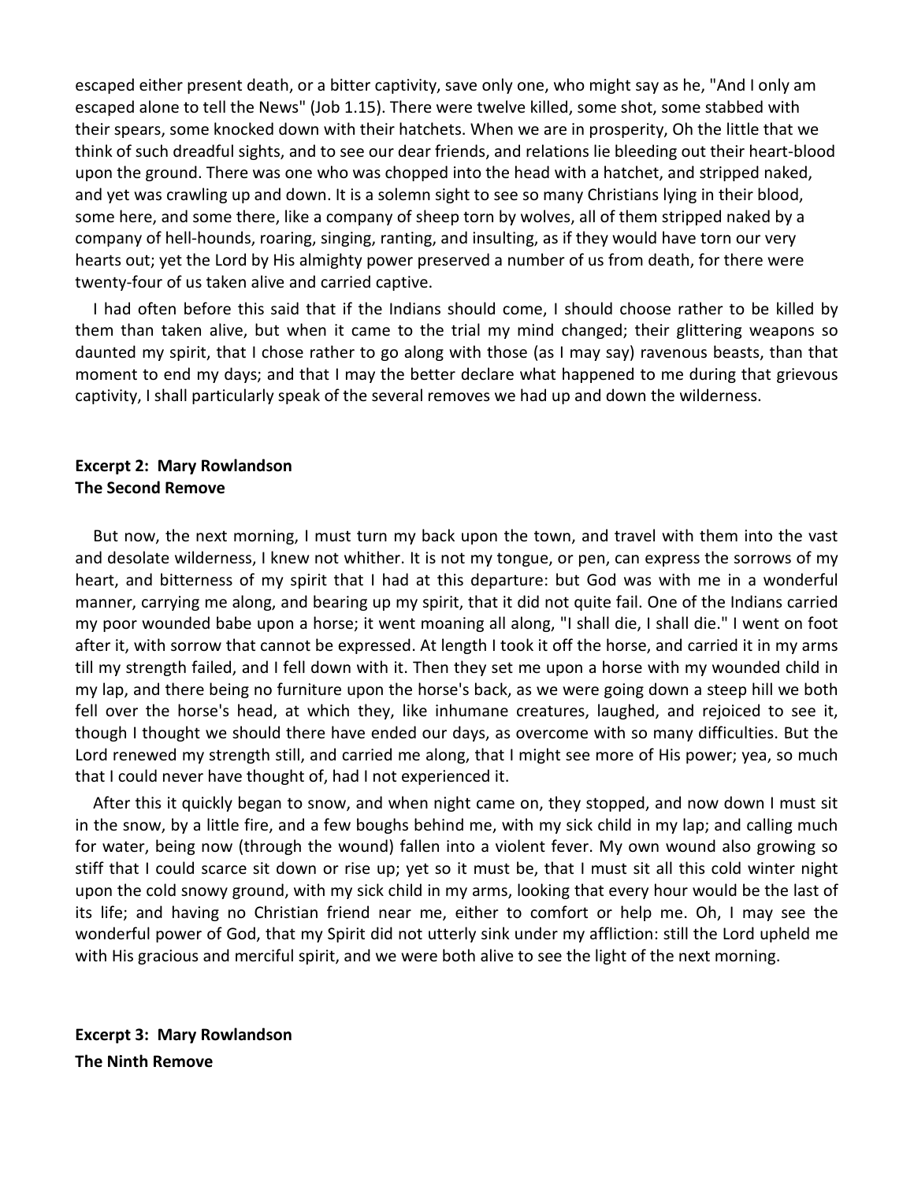escaped either present death, or a bitter captivity, save only one, who might say as he, "And I only am escaped alone to tell the News" (Job 1.15). There were twelve killed, some shot, some stabbed with their spears, some knocked down with their hatchets. When we are in prosperity, Oh the little that we think of such dreadful sights, and to see our dear friends, and relations lie bleeding out their heart-blood upon the ground. There was one who was chopped into the head with a hatchet, and stripped naked, and yet was crawling up and down. It is a solemn sight to see so many Christians lying in their blood, some here, and some there, like a company of sheep torn by wolves, all of them stripped naked by a company of hell-hounds, roaring, singing, ranting, and insulting, as if they would have torn our very hearts out; yet the Lord by His almighty power preserved a number of us from death, for there were twenty-four of us taken alive and carried captive.

I had often before this said that if the Indians should come, I should choose rather to be killed by them than taken alive, but when it came to the trial my mind changed; their glittering weapons so daunted my spirit, that I chose rather to go along with those (as I may say) ravenous beasts, than that moment to end my days; and that I may the better declare what happened to me during that grievous captivity, I shall particularly speak of the several removes we had up and down the wilderness.

**Excerpt 2: Mary Rowlandson**
**The Second Remove**

But now, the next morning, I must turn my back upon the town, and travel with them into the vast and desolate wilderness, I knew not whither. It is not my tongue, or pen, can express the sorrows of my heart, and bitterness of my spirit that I had at this departure: but God was with me in a wonderful manner, carrying me along, and bearing up my spirit, that it did not quite fail. One of the Indians carried my poor wounded babe upon a horse; it went moaning all along, "I shall die, I shall die." I went on foot after it, with sorrow that cannot be expressed. At length I took it off the horse, and carried it in my arms till my strength failed, and I fell down with it. Then they set me upon a horse with my wounded child in my lap, and there being no furniture upon the horse's back, as we were going down a steep hill we both fell over the horse's head, at which they, like inhumane creatures, laughed, and rejoiced to see it, though I thought we should there have ended our days, as overcome with so many difficulties. But the Lord renewed my strength still, and carried me along, that I might see more of His power; yea, so much that I could never have thought of, had I not experienced it.

After this it quickly began to snow, and when night came on, they stopped, and now down I must sit in the snow, by a little fire, and a few boughs behind me, with my sick child in my lap; and calling much for water, being now (through the wound) fallen into a violent fever. My own wound also growing so stiff that I could scarce sit down or rise up; yet so it must be, that I must sit all this cold winter night upon the cold snowy ground, with my sick child in my arms, looking that every hour would be the last of its life; and having no Christian friend near me, either to comfort or help me. Oh, I may see the wonderful power of God, that my Spirit did not utterly sink under my affliction: still the Lord upheld me with His gracious and merciful spirit, and we were both alive to see the light of the next morning.

**Excerpt 3: Mary Rowlandson**
**The Ninth Remove**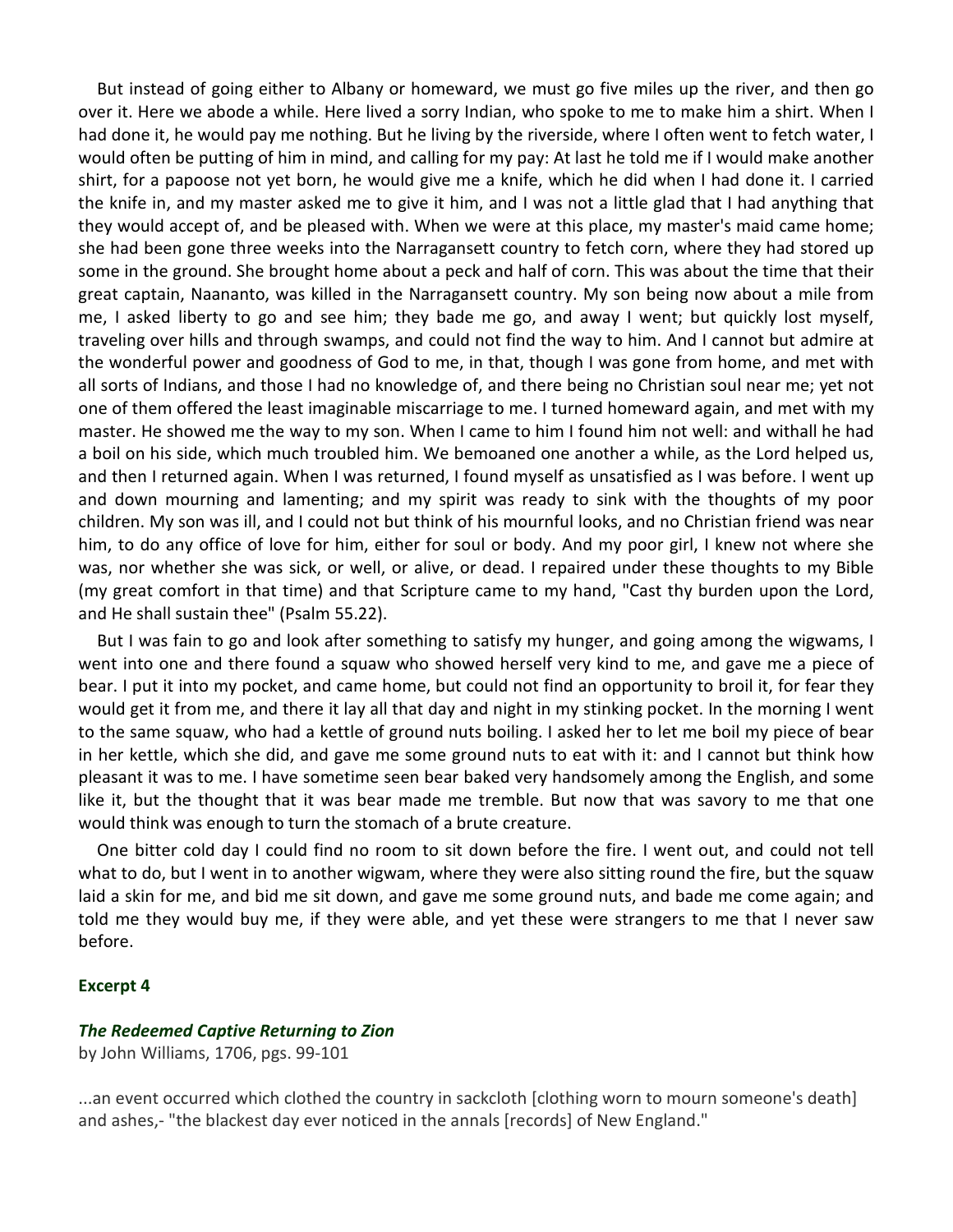But instead of going either to Albany or homeward, we must go five miles up the river, and then go over it. Here we abode a while. Here lived a sorry Indian, who spoke to me to make him a shirt. When I had done it, he would pay me nothing. But he living by the riverside, where I often went to fetch water, I would often be putting of him in mind, and calling for my pay: At last he told me if I would make another shirt, for a papoose not yet born, he would give me a knife, which he did when I had done it. I carried the knife in, and my master asked me to give it him, and I was not a little glad that I had anything that they would accept of, and be pleased with. When we were at this place, my master's maid came home; she had been gone three weeks into the Narragansett country to fetch corn, where they had stored up some in the ground. She brought home about a peck and half of corn. This was about the time that their great captain, Naananto, was killed in the Narragansett country. My son being now about a mile from me, I asked liberty to go and see him; they bade me go, and away I went; but quickly lost myself, traveling over hills and through swamps, and could not find the way to him. And I cannot but admire at the wonderful power and goodness of God to me, in that, though I was gone from home, and met with all sorts of Indians, and those I had no knowledge of, and there being no Christian soul near me; yet not one of them offered the least imaginable miscarriage to me. I turned homeward again, and met with my master. He showed me the way to my son. When I came to him I found him not well: and withall he had a boil on his side, which much troubled him. We bemoaned one another a while, as the Lord helped us, and then I returned again. When I was returned, I found myself as unsatisfied as I was before. I went up and down mourning and lamenting; and my spirit was ready to sink with the thoughts of my poor children. My son was ill, and I could not but think of his mournful looks, and no Christian friend was near him, to do any office of love for him, either for soul or body. And my poor girl, I knew not where she was, nor whether she was sick, or well, or alive, or dead. I repaired under these thoughts to my Bible (my great comfort in that time) and that Scripture came to my hand, "Cast thy burden upon the Lord, and He shall sustain thee" (Psalm 55.22).

But I was fain to go and look after something to satisfy my hunger, and going among the wigwams, I went into one and there found a squaw who showed herself very kind to me, and gave me a piece of bear. I put it into my pocket, and came home, but could not find an opportunity to broil it, for fear they would get it from me, and there it lay all that day and night in my stinking pocket. In the morning I went to the same squaw, who had a kettle of ground nuts boiling. I asked her to let me boil my piece of bear in her kettle, which she did, and gave me some ground nuts to eat with it: and I cannot but think how pleasant it was to me. I have sometime seen bear baked very handsomely among the English, and some like it, but the thought that it was bear made me tremble. But now that was savory to me that one would think was enough to turn the stomach of a brute creature.

One bitter cold day I could find no room to sit down before the fire. I went out, and could not tell what to do, but I went in to another wigwam, where they were also sitting round the fire, but the squaw laid a skin for me, and bid me sit down, and gave me some ground nuts, and bade me come again; and told me they would buy me, if they were able, and yet these were strangers to me that I never saw before.

### Excerpt 4

***The Redeemed Captive Returning to Zion***
by John Williams, 1706, pgs. 99-101

...an event occurred which clothed the country in sackcloth [clothing worn to mourn someone's death] and ashes,- "the blackest day ever noticed in the annals [records] of New England."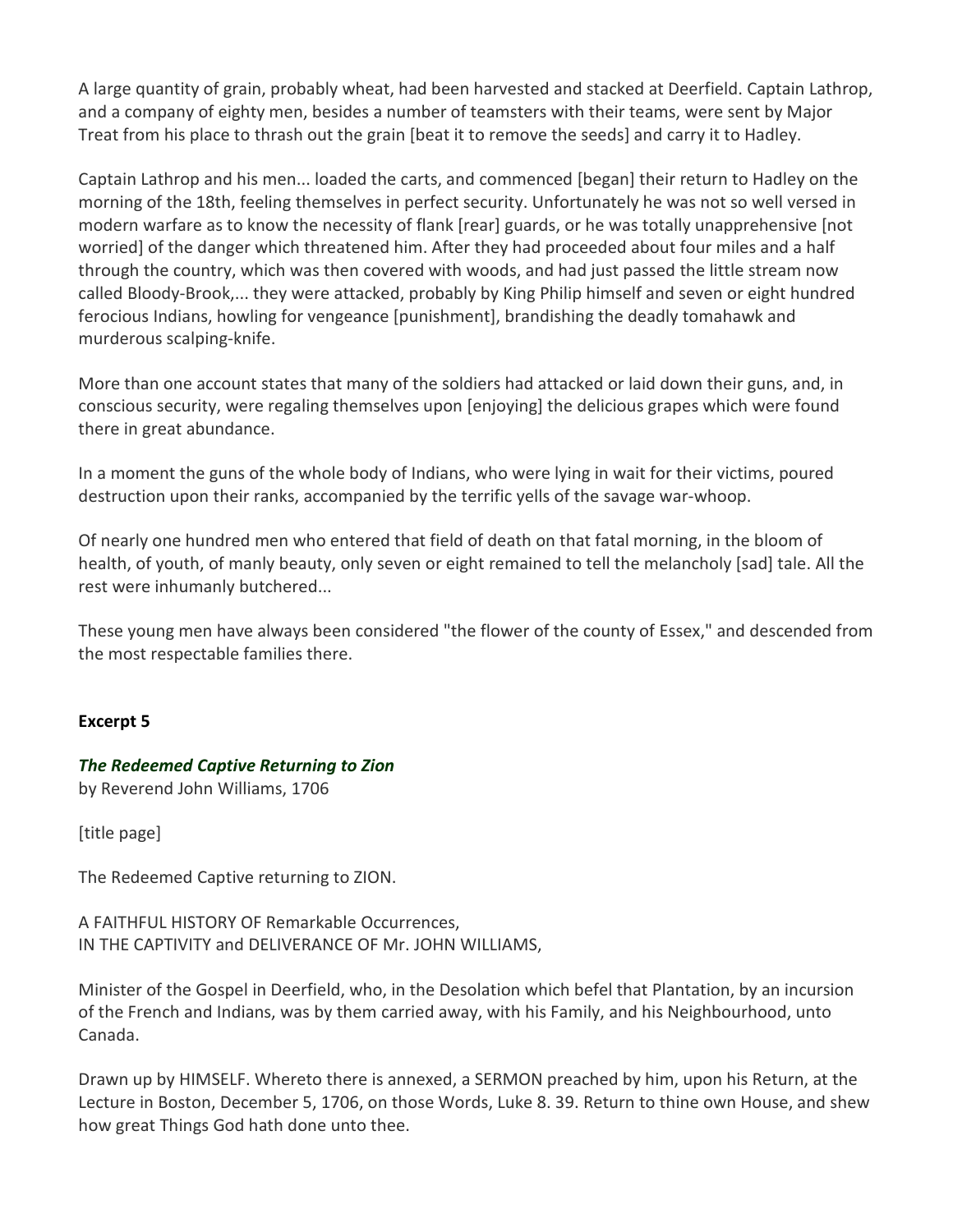A large quantity of grain, probably wheat, had been harvested and stacked at Deerfield. Captain Lathrop, and a company of eighty men, besides a number of teamsters with their teams, were sent by Major Treat from his place to thrash out the grain [beat it to remove the seeds] and carry it to Hadley.

Captain Lathrop and his men... loaded the carts, and commenced [began] their return to Hadley on the morning of the 18th, feeling themselves in perfect security. Unfortunately he was not so well versed in modern warfare as to know the necessity of flank [rear] guards, or he was totally unapprehensive [not worried] of the danger which threatened him. After they had proceeded about four miles and a half through the country, which was then covered with woods, and had just passed the little stream now called Bloody-Brook,... they were attacked, probably by King Philip himself and seven or eight hundred ferocious Indians, howling for vengeance [punishment], brandishing the deadly tomahawk and murderous scalping-knife.

More than one account states that many of the soldiers had attacked or laid down their guns, and, in conscious security, were regaling themselves upon [enjoying] the delicious grapes which were found there in great abundance.

In a moment the guns of the whole body of Indians, who were lying in wait for their victims, poured destruction upon their ranks, accompanied by the terrific yells of the savage war-whoop.

Of nearly one hundred men who entered that field of death on that fatal morning, in the bloom of health, of youth, of manly beauty, only seven or eight remained to tell the melancholy [sad] tale. All the rest were inhumanly butchered...

These young men have always been considered "the flower of the county of Essex," and descended from the most respectable families there.

### Excerpt 5

***The Redeemed Captive Returning to Zion***
by Reverend John Williams, 1706

[title page]

The Redeemed Captive returning to ZION.

A FAITHFUL HISTORY OF Remarkable Occurrences,
IN THE CAPTIVITY and DELIVERANCE OF Mr. JOHN WILLIAMS,

Minister of the Gospel in Deerfield, who, in the Desolation which befel that Plantation, by an incursion of the French and Indians, was by them carried away, with his Family, and his Neighbourhood, unto Canada.

Drawn up by HIMSELF. Whereto there is annexed, a SERMON preached by him, upon his Return, at the Lecture in Boston, December 5, 1706, on those Words, Luke 8. 39. Return to thine own House, and shew how great Things God hath done unto thee.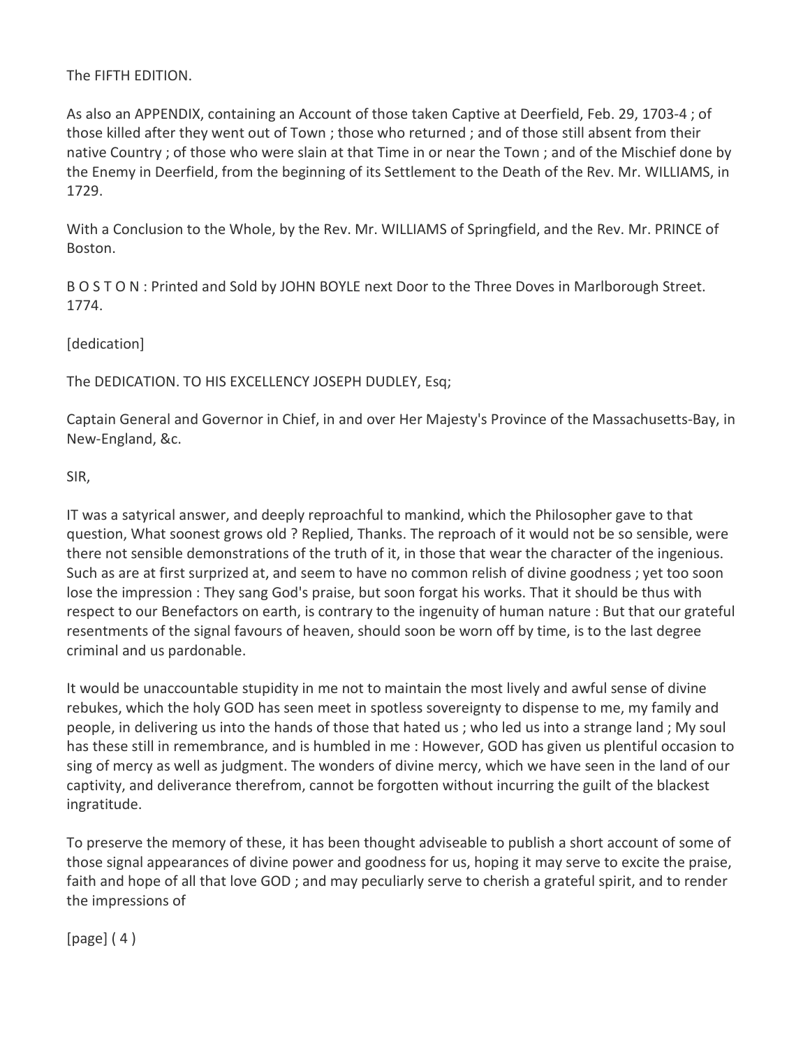The FIFTH EDITION.

As also an APPENDIX, containing an Account of those taken Captive at Deerfield, Feb. 29, 1703-4 ; of those killed after they went out of Town ; those who returned ; and of those still absent from their native Country ; of those who were slain at that Time in or near the Town ; and of the Mischief done by the Enemy in Deerfield, from the beginning of its Settlement to the Death of the Rev. Mr. WILLIAMS, in 1729.

With a Conclusion to the Whole, by the Rev. Mr. WILLIAMS of Springfield, and the Rev. Mr. PRINCE of Boston.

B O S T O N : Printed and Sold by JOHN BOYLE next Door to the Three Doves in Marlborough Street. 1774.

[dedication]

The DEDICATION. TO HIS EXCELLENCY JOSEPH DUDLEY, Esq;

Captain General and Governor in Chief, in and over Her Majesty's Province of the Massachusetts-Bay, in New-England, &c.

SIR,

IT was a satyrical answer, and deeply reproachful to mankind, which the Philosopher gave to that question, What soonest grows old ? Replied, Thanks. The reproach of it would not be so sensible, were there not sensible demonstrations of the truth of it, in those that wear the character of the ingenious. Such as are at first surprized at, and seem to have no common relish of divine goodness ; yet too soon lose the impression : They sang God's praise, but soon forgat his works. That it should be thus with respect to our Benefactors on earth, is contrary to the ingenuity of human nature : But that our grateful resentments of the signal favours of heaven, should soon be worn off by time, is to the last degree criminal and us pardonable.

It would be unaccountable stupidity in me not to maintain the most lively and awful sense of divine rebukes, which the holy GOD has seen meet in spotless sovereignty to dispense to me, my family and people, in delivering us into the hands of those that hated us ; who led us into a strange land ; My soul has these still in remembrance, and is humbled in me : However, GOD has given us plentiful occasion to sing of mercy as well as judgment. The wonders of divine mercy, which we have seen in the land of our captivity, and deliverance therefrom, cannot be forgotten without incurring the guilt of the blackest ingratitude.

To preserve the memory of these, it has been thought adviseable to publish a short account of some of those signal appearances of divine power and goodness for us, hoping it may serve to excite the praise, faith and hope of all that love GOD ; and may peculiarly serve to cherish a grateful spirit, and to render the impressions of

[page] ( 4 )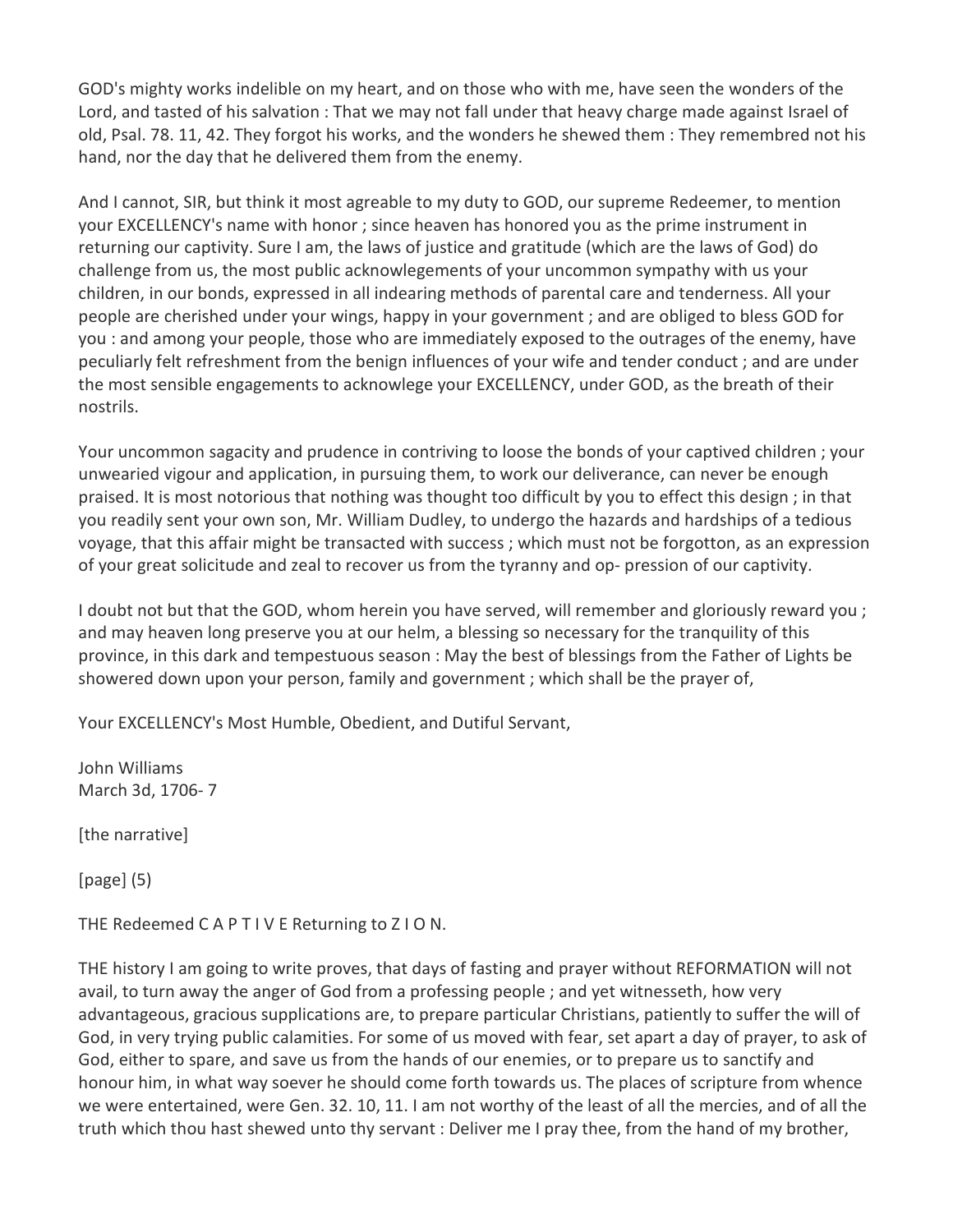GOD's mighty works indelible on my heart, and on those who with me, have seen the wonders of the Lord, and tasted of his salvation : That we may not fall under that heavy charge made against Israel of old, Psal. 78. 11, 42. They forgot his works, and the wonders he shewed them : They remembred not his hand, nor the day that he delivered them from the enemy.

And I cannot, SIR, but think it most agreable to my duty to GOD, our supreme Redeemer, to mention your EXCELLENCY's name with honor ; since heaven has honored you as the prime instrument in returning our captivity. Sure I am, the laws of justice and gratitude (which are the laws of God) do challenge from us, the most public acknowlegements of your uncommon sympathy with us your children, in our bonds, expressed in all indearing methods of parental care and tenderness. All your people are cherished under your wings, happy in your government ; and are obliged to bless GOD for you : and among your people, those who are immediately exposed to the outrages of the enemy, have peculiarly felt refreshment from the benign influences of your wife and tender conduct ; and are under the most sensible engagements to acknowlege your EXCELLENCY, under GOD, as the breath of their nostrils.

Your uncommon sagacity and prudence in contriving to loose the bonds of your captived children ; your unwearied vigour and application, in pursuing them, to work our deliverance, can never be enough praised. It is most notorious that nothing was thought too difficult by you to effect this design ; in that you readily sent your own son, Mr. William Dudley, to undergo the hazards and hardships of a tedious voyage, that this affair might be transacted with success ; which must not be forgotton, as an expression of your great solicitude and zeal to recover us from the tyranny and op- pression of our captivity.

I doubt not but that the GOD, whom herein you have served, will remember and gloriously reward you ; and may heaven long preserve you at our helm, a blessing so necessary for the tranquility of this province, in this dark and tempestuous season : May the best of blessings from the Father of Lights be showered down upon your person, family and government ; which shall be the prayer of,

Your EXCELLENCY's Most Humble, Obedient, and Dutiful Servant,

John Williams
March 3d, 1706- 7

[the narrative]

[page] (5)

THE Redeemed C A P T I V E Returning to Z I O N.

THE history I am going to write proves, that days of fasting and prayer without REFORMATION will not avail, to turn away the anger of God from a professing people ; and yet witnesseth, how very advantageous, gracious supplications are, to prepare particular Christians, patiently to suffer the will of God, in very trying public calamities. For some of us moved with fear, set apart a day of prayer, to ask of God, either to spare, and save us from the hands of our enemies, or to prepare us to sanctify and honour him, in what way soever he should come forth towards us. The places of scripture from whence we were entertained, were Gen. 32. 10, 11. I am not worthy of the least of all the mercies, and of all the truth which thou hast shewed unto thy servant : Deliver me I pray thee, from the hand of my brother,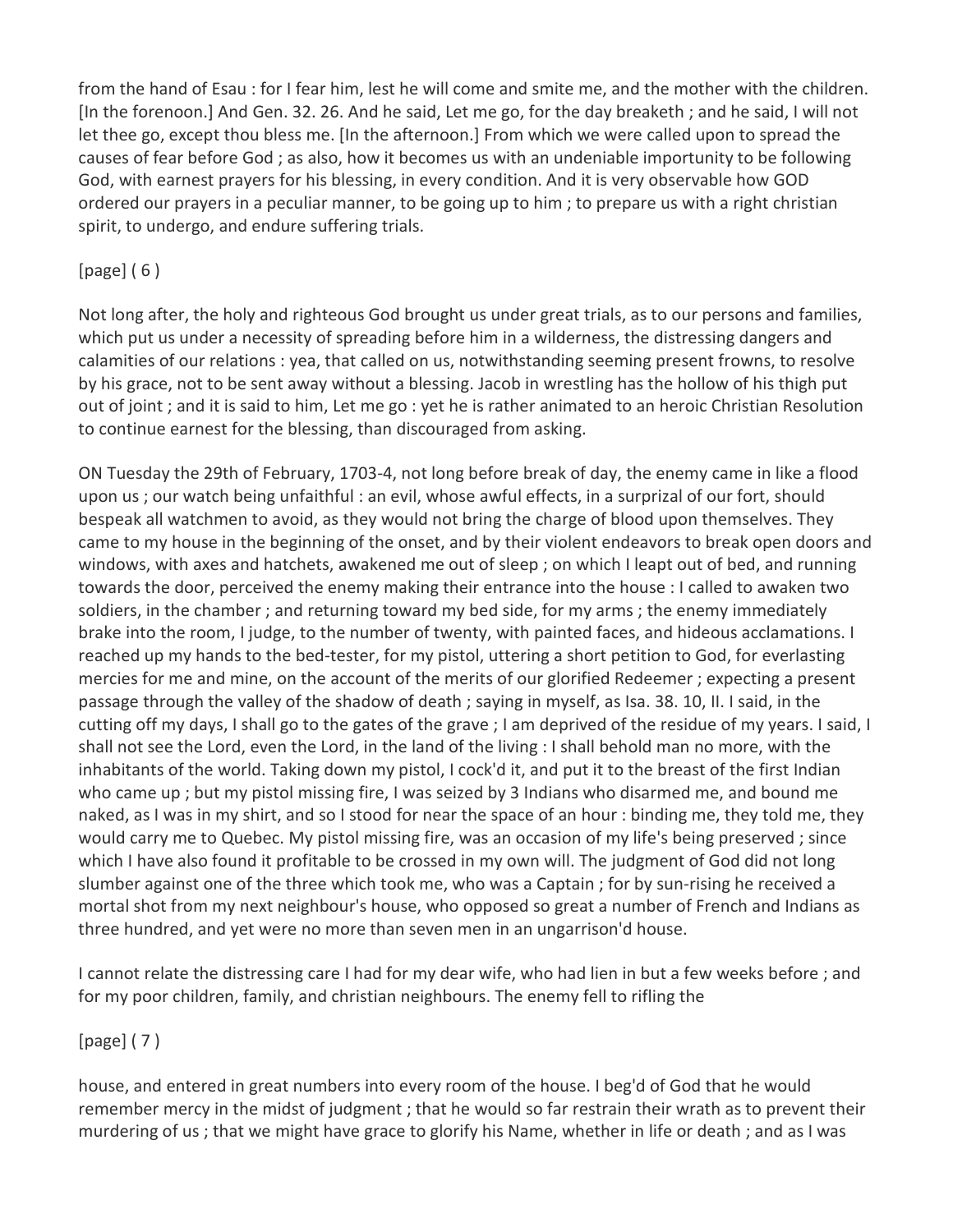from the hand of Esau : for I fear him, lest he will come and smite me, and the mother with the children. [In the forenoon.] And Gen. 32. 26. And he said, Let me go, for the day breaketh ; and he said, I will not let thee go, except thou bless me. [In the afternoon.] From which we were called upon to spread the causes of fear before God ; as also, how it becomes us with an undeniable importunity to be following God, with earnest prayers for his blessing, in every condition. And it is very observable how GOD ordered our prayers in a peculiar manner, to be going up to him ; to prepare us with a right christian spirit, to undergo, and endure suffering trials.

[page] ( 6 )

Not long after, the holy and righteous God brought us under great trials, as to our persons and families, which put us under a necessity of spreading before him in a wilderness, the distressing dangers and calamities of our relations : yea, that called on us, notwithstanding seeming present frowns, to resolve by his grace, not to be sent away without a blessing. Jacob in wrestling has the hollow of his thigh put out of joint ; and it is said to him, Let me go : yet he is rather animated to an heroic Christian Resolution to continue earnest for the blessing, than discouraged from asking.

ON Tuesday the 29th of February, 1703-4, not long before break of day, the enemy came in like a flood upon us ; our watch being unfaithful : an evil, whose awful effects, in a surprizal of our fort, should bespeak all watchmen to avoid, as they would not bring the charge of blood upon themselves. They came to my house in the beginning of the onset, and by their violent endeavors to break open doors and windows, with axes and hatchets, awakened me out of sleep ; on which I leapt out of bed, and running towards the door, perceived the enemy making their entrance into the house : I called to awaken two soldiers, in the chamber ; and returning toward my bed side, for my arms ; the enemy immediately brake into the room, I judge, to the number of twenty, with painted faces, and hideous acclamations. I reached up my hands to the bed-tester, for my pistol, uttering a short petition to God, for everlasting mercies for me and mine, on the account of the merits of our glorified Redeemer ; expecting a present passage through the valley of the shadow of death ; saying in myself, as Isa. 38. 10, II. I said, in the cutting off my days, I shall go to the gates of the grave ; I am deprived of the residue of my years. I said, I shall not see the Lord, even the Lord, in the land of the living : I shall behold man no more, with the inhabitants of the world. Taking down my pistol, I cock'd it, and put it to the breast of the first Indian who came up ; but my pistol missing fire, I was seized by 3 Indians who disarmed me, and bound me naked, as I was in my shirt, and so I stood for near the space of an hour : binding me, they told me, they would carry me to Quebec. My pistol missing fire, was an occasion of my life's being preserved ; since which I have also found it profitable to be crossed in my own will. The judgment of God did not long slumber against one of the three which took me, who was a Captain ; for by sun-rising he received a mortal shot from my next neighbour's house, who opposed so great a number of French and Indians as three hundred, and yet were no more than seven men in an ungarrison'd house.

I cannot relate the distressing care I had for my dear wife, who had lien in but a few weeks before ; and for my poor children, family, and christian neighbours. The enemy fell to rifling the

[page] ( 7 )

house, and entered in great numbers into every room of the house. I beg'd of God that he would remember mercy in the midst of judgment ; that he would so far restrain their wrath as to prevent their murdering of us ; that we might have grace to glorify his Name, whether in life or death ; and as I was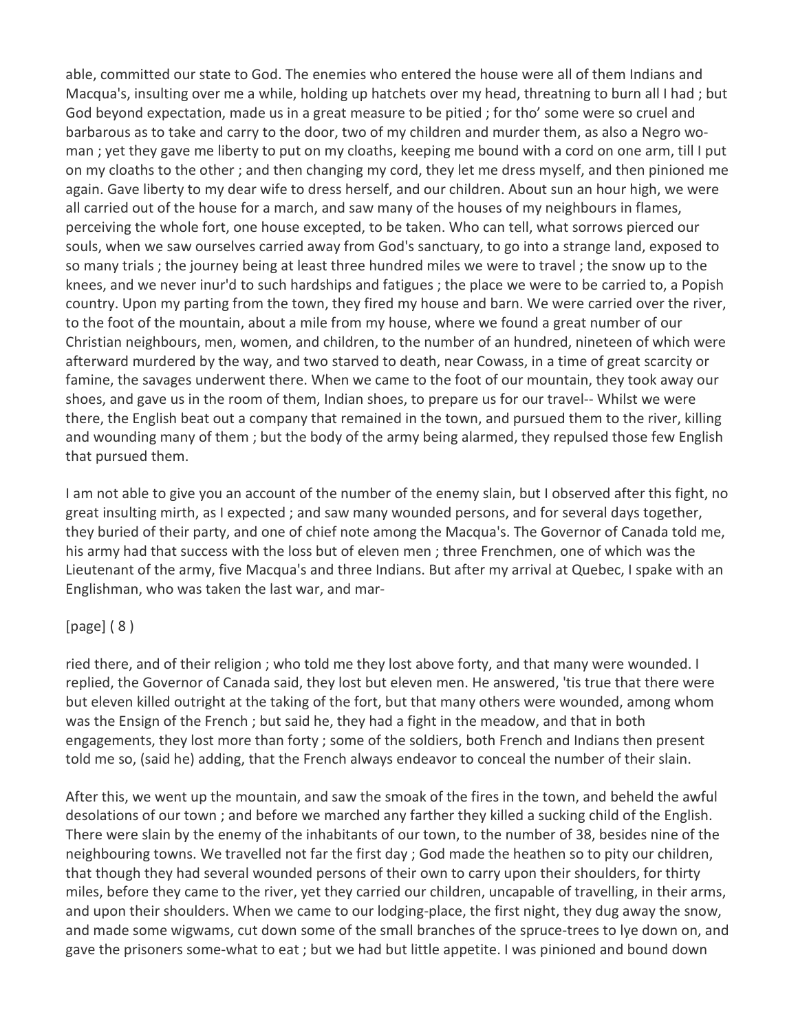able, committed our state to God. The enemies who entered the house were all of them Indians and Macqua's, insulting over me a while, holding up hatchets over my head, threatning to burn all I had ; but God beyond expectation, made us in a great measure to be pitied ; for tho' some were so cruel and barbarous as to take and carry to the door, two of my children and murder them, as also a Negro woman ; yet they gave me liberty to put on my cloaths, keeping me bound with a cord on one arm, till I put on my cloaths to the other ; and then changing my cord, they let me dress myself, and then pinioned me again. Gave liberty to my dear wife to dress herself, and our children. About sun an hour high, we were all carried out of the house for a march, and saw many of the houses of my neighbours in flames, perceiving the whole fort, one house excepted, to be taken. Who can tell, what sorrows pierced our souls, when we saw ourselves carried away from God's sanctuary, to go into a strange land, exposed to so many trials ; the journey being at least three hundred miles we were to travel ; the snow up to the knees, and we never inur'd to such hardships and fatigues ; the place we were to be carried to, a Popish country. Upon my parting from the town, they fired my house and barn. We were carried over the river, to the foot of the mountain, about a mile from my house, where we found a great number of our Christian neighbours, men, women, and children, to the number of an hundred, nineteen of which were afterward murdered by the way, and two starved to death, near Cowass, in a time of great scarcity or famine, the savages underwent there. When we came to the foot of our mountain, they took away our shoes, and gave us in the room of them, Indian shoes, to prepare us for our travel-- Whilst we were there, the English beat out a company that remained in the town, and pursued them to the river, killing and wounding many of them ; but the body of the army being alarmed, they repulsed those few English that pursued them.

I am not able to give you an account of the number of the enemy slain, but I observed after this fight, no great insulting mirth, as I expected ; and saw many wounded persons, and for several days together, they buried of their party, and one of chief note among the Macqua's. The Governor of Canada told me, his army had that success with the loss but of eleven men ; three Frenchmen, one of which was the Lieutenant of the army, five Macqua's and three Indians. But after my arrival at Quebec, I spake with an Englishman, who was taken the last war, and married there, and of their religion ; who told me they lost above forty, and that many were wounded. I replied, the Governor of Canada said, they lost but eleven men. He answered, 'tis true that there were but eleven killed outright at the taking of the fort, but that many others were wounded, among whom was the Ensign of the French ; but said he, they had a fight in the meadow, and that in both engagements, they lost more than forty ; some of the soldiers, both French and Indians then present told me so, (said he) adding, that the French always endeavor to conceal the number of their slain.

After this, we went up the mountain, and saw the smoak of the fires in the town, and beheld the awful desolations of our town ; and before we marched any farther they killed a sucking child of the English. There were slain by the enemy of the inhabitants of our town, to the number of 38, besides nine of the neighbouring towns. We travelled not far the first day ; God made the heathen so to pity our children, that though they had several wounded persons of their own to carry upon their shoulders, for thirty miles, before they came to the river, yet they carried our children, uncapable of travelling, in their arms, and upon their shoulders. When we came to our lodging-place, the first night, they dug away the snow, and made some wigwams, cut down some of the small branches of the spruce-trees to lye down on, and gave the prisoners some-what to eat ; but we had but little appetite. I was pinioned and bound down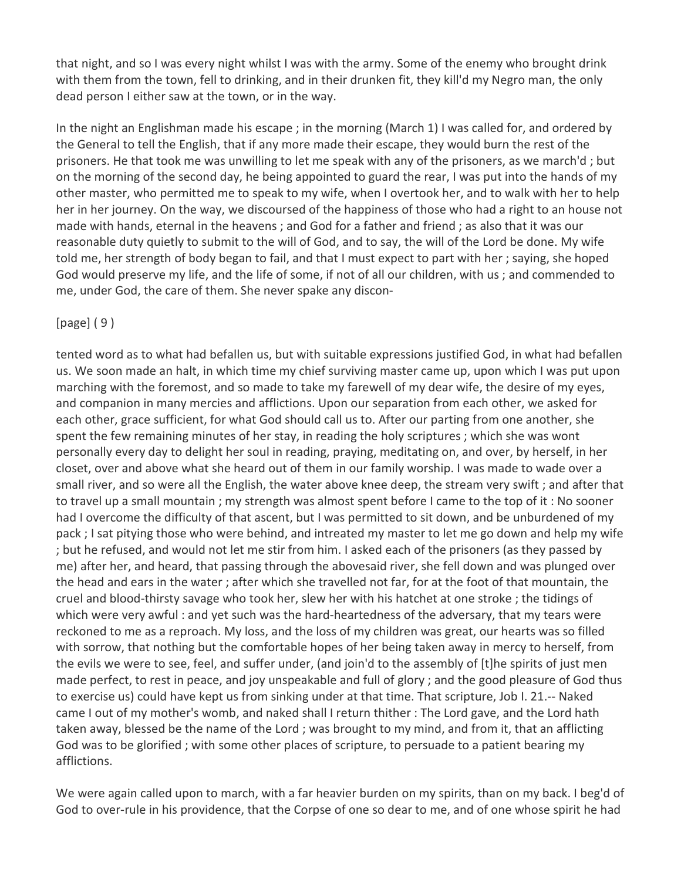that night, and so I was every night whilst I was with the army. Some of the enemy who brought drink with them from the town, fell to drinking, and in their drunken fit, they kill'd my Negro man, the only dead person I either saw at the town, or in the way.

In the night an Englishman made his escape ; in the morning (March 1) I was called for, and ordered by the General to tell the English, that if any more made their escape, they would burn the rest of the prisoners. He that took me was unwilling to let me speak with any of the prisoners, as we march'd ; but on the morning of the second day, he being appointed to guard the rear, I was put into the hands of my other master, who permitted me to speak to my wife, when I overtook her, and to walk with her to help her in her journey. On the way, we discoursed of the happiness of those who had a right to an house not made with hands, eternal in the heavens ; and God for a father and friend ; as also that it was our reasonable duty quietly to submit to the will of God, and to say, the will of the Lord be done. My wife told me, her strength of body began to fail, and that I must expect to part with her ; saying, she hoped God would preserve my life, and the life of some, if not of all our children, with us ; and commended to me, under God, the care of them. She never spake any discon-

[page] ( 9 )

tented word as to what had befallen us, but with suitable expressions justified God, in what had befallen us. We soon made an halt, in which time my chief surviving master came up, upon which I was put upon marching with the foremost, and so made to take my farewell of my dear wife, the desire of my eyes, and companion in many mercies and afflictions. Upon our separation from each other, we asked for each other, grace sufficient, for what God should call us to. After our parting from one another, she spent the few remaining minutes of her stay, in reading the holy scriptures ; which she was wont personally every day to delight her soul in reading, praying, meditating on, and over, by herself, in her closet, over and above what she heard out of them in our family worship. I was made to wade over a small river, and so were all the English, the water above knee deep, the stream very swift ; and after that to travel up a small mountain ; my strength was almost spent before I came to the top of it : No sooner had I overcome the difficulty of that ascent, but I was permitted to sit down, and be unburdened of my pack ; I sat pitying those who were behind, and intreated my master to let me go down and help my wife ; but he refused, and would not let me stir from him. I asked each of the prisoners (as they passed by me) after her, and heard, that passing through the abovesaid river, she fell down and was plunged over the head and ears in the water ; after which she travelled not far, for at the foot of that mountain, the cruel and blood-thirsty savage who took her, slew her with his hatchet at one stroke ; the tidings of which were very awful : and yet such was the hard-heartedness of the adversary, that my tears were reckoned to me as a reproach. My loss, and the loss of my children was great, our hearts was so filled with sorrow, that nothing but the comfortable hopes of her being taken away in mercy to herself, from the evils we were to see, feel, and suffer under, (and join'd to the assembly of [t]he spirits of just men made perfect, to rest in peace, and joy unspeakable and full of glory ; and the good pleasure of God thus to exercise us) could have kept us from sinking under at that time. That scripture, Job I. 21.-- Naked came I out of my mother's womb, and naked shall I return thither : The Lord gave, and the Lord hath taken away, blessed be the name of the Lord ; was brought to my mind, and from it, that an afflicting God was to be glorified ; with some other places of scripture, to persuade to a patient bearing my afflictions.

We were again called upon to march, with a far heavier burden on my spirits, than on my back. I beg'd of God to over-rule in his providence, that the Corpse of one so dear to me, and of one whose spirit he had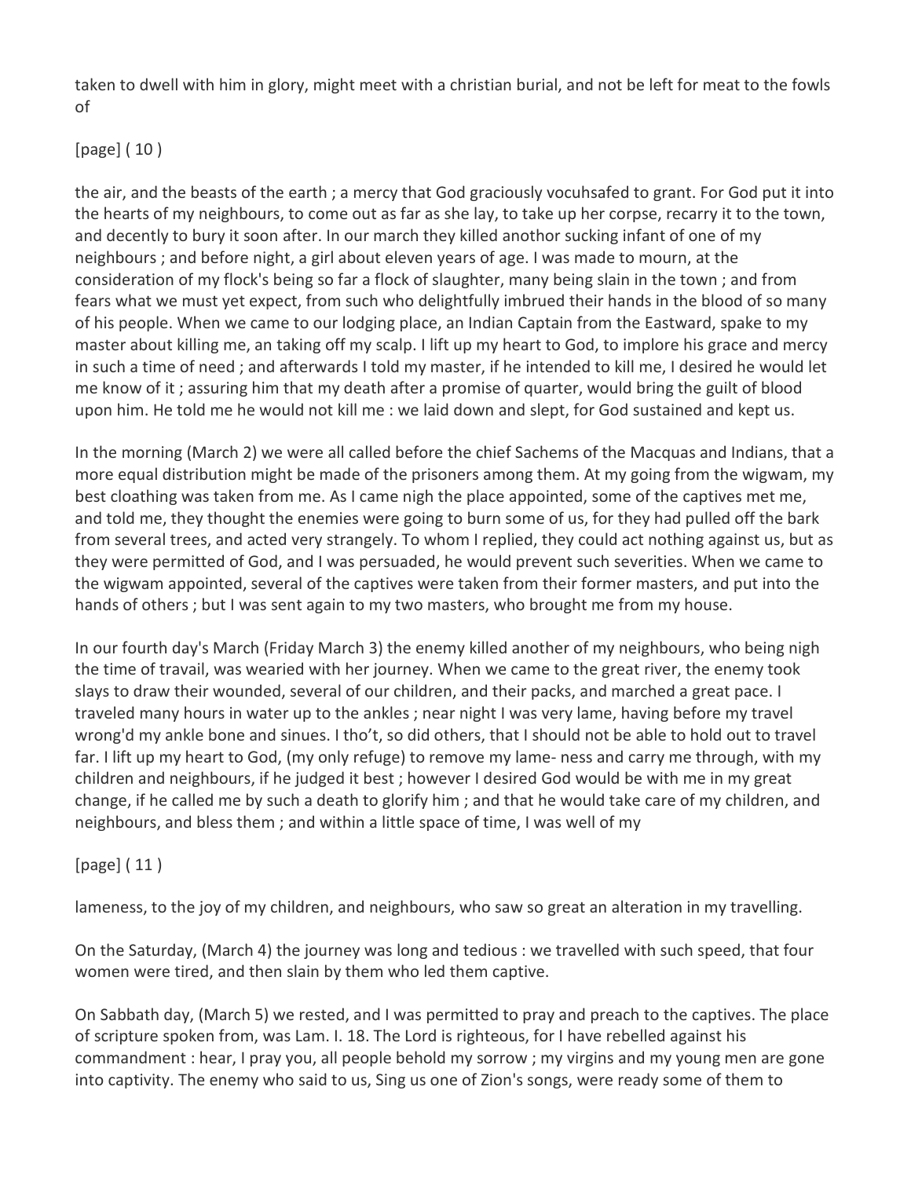taken to dwell with him in glory, might meet with a christian burial, and not be left for meat to the fowls of

[page] ( 10 )

the air, and the beasts of the earth ; a mercy that God graciously vocuhsafed to grant. For God put it into the hearts of my neighbours, to come out as far as she lay, to take up her corpse, recarry it to the town, and decently to bury it soon after. In our march they killed anothor sucking infant of one of my neighbours ; and before night, a girl about eleven years of age. I was made to mourn, at the consideration of my flock's being so far a flock of slaughter, many being slain in the town ; and from fears what we must yet expect, from such who delightfully imbrued their hands in the blood of so many of his people. When we came to our lodging place, an Indian Captain from the Eastward, spake to my master about killing me, an taking off my scalp. I lift up my heart to God, to implore his grace and mercy in such a time of need ; and afterwards I told my master, if he intended to kill me, I desired he would let me know of it ; assuring him that my death after a promise of quarter, would bring the guilt of blood upon him. He told me he would not kill me : we laid down and slept, for God sustained and kept us.

In the morning (March 2) we were all called before the chief Sachems of the Macquas and Indians, that a more equal distribution might be made of the prisoners among them. At my going from the wigwam, my best cloathing was taken from me. As I came nigh the place appointed, some of the captives met me, and told me, they thought the enemies were going to burn some of us, for they had pulled off the bark from several trees, and acted very strangely. To whom I replied, they could act nothing against us, but as they were permitted of God, and I was persuaded, he would prevent such severities. When we came to the wigwam appointed, several of the captives were taken from their former masters, and put into the hands of others ; but I was sent again to my two masters, who brought me from my house.

In our fourth day's March (Friday March 3) the enemy killed another of my neighbours, who being nigh the time of travail, was wearied with her journey. When we came to the great river, the enemy took slays to draw their wounded, several of our children, and their packs, and marched a great pace. I traveled many hours in water up to the ankles ; near night I was very lame, having before my travel wrong'd my ankle bone and sinues. I tho't, so did others, that I should not be able to hold out to travel far. I lift up my heart to God, (my only refuge) to remove my lame- ness and carry me through, with my children and neighbours, if he judged it best ; however I desired God would be with me in my great change, if he called me by such a death to glorify him ; and that he would take care of my children, and neighbours, and bless them ; and within a little space of time, I was well of my

[page] ( 11 )

lameness, to the joy of my children, and neighbours, who saw so great an alteration in my travelling.

On the Saturday, (March 4) the journey was long and tedious : we travelled with such speed, that four women were tired, and then slain by them who led them captive.

On Sabbath day, (March 5) we rested, and I was permitted to pray and preach to the captives. The place of scripture spoken from, was Lam. I. 18. The Lord is righteous, for I have rebelled against his commandment : hear, I pray you, all people behold my sorrow ; my virgins and my young men are gone into captivity. The enemy who said to us, Sing us one of Zion's songs, were ready some of them to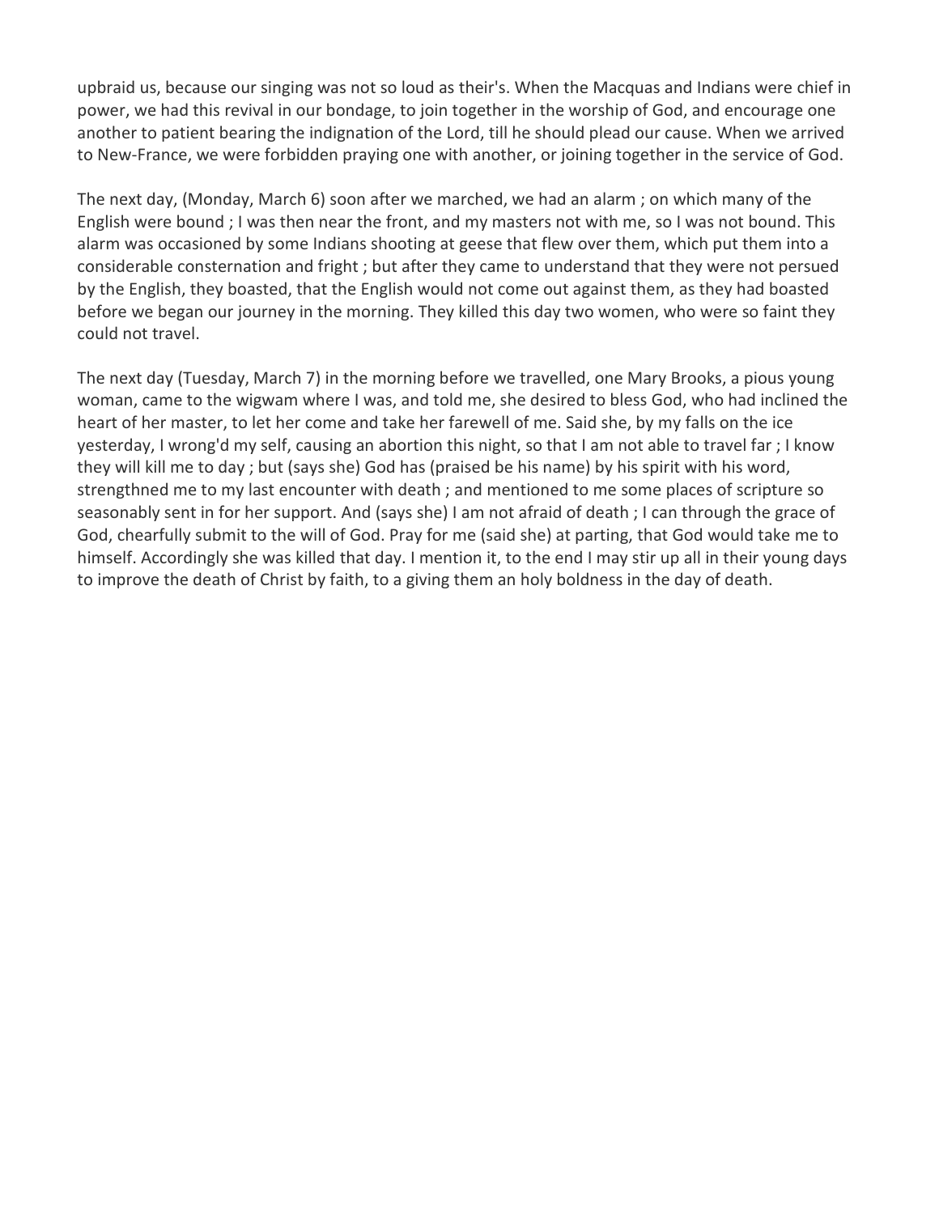upbraid us, because our singing was not so loud as their's. When the Macquas and Indians were chief in power, we had this revival in our bondage, to join together in the worship of God, and encourage one another to patient bearing the indignation of the Lord, till he should plead our cause. When we arrived to New-France, we were forbidden praying one with another, or joining together in the service of God.

The next day, (Monday, March 6) soon after we marched, we had an alarm ; on which many of the English were bound ; I was then near the front, and my masters not with me, so I was not bound. This alarm was occasioned by some Indians shooting at geese that flew over them, which put them into a considerable consternation and fright ; but after they came to understand that they were not persued by the English, they boasted, that the English would not come out against them, as they had boasted before we began our journey in the morning. They killed this day two women, who were so faint they could not travel.

The next day (Tuesday, March 7) in the morning before we travelled, one Mary Brooks, a pious young woman, came to the wigwam where I was, and told me, she desired to bless God, who had inclined the heart of her master, to let her come and take her farewell of me. Said she, by my falls on the ice yesterday, I wrong'd my self, causing an abortion this night, so that I am not able to travel far ; I know they will kill me to day ; but (says she) God has (praised be his name) by his spirit with his word, strengthned me to my last encounter with death ; and mentioned to me some places of scripture so seasonably sent in for her support. And (says she) I am not afraid of death ; I can through the grace of God, chearfully submit to the will of God. Pray for me (said she) at parting, that God would take me to himself. Accordingly she was killed that day. I mention it, to the end I may stir up all in their young days to improve the death of Christ by faith, to a giving them an holy boldness in the day of death.